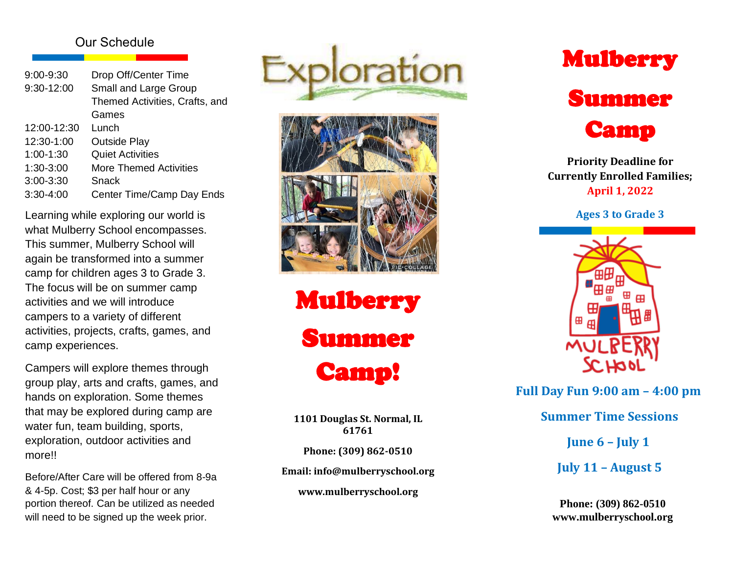## Our Schedule

| | |
|---|---|
| 9:00-9:30 | Drop Off/Center Time |
| 9:30-12:00 | Small and Large Group Themed Activities, Crafts, and Games |
| 12:00-12:30 | Lunch |
| 12:30-1:00 | Outside Play |
| 1:00-1:30 | Quiet Activities |
| 1:30-3:00 | More Themed Activities |
| 3:00-3:30 | Snack |
| 3:30-4:00 | Center Time/Camp Day Ends |

Learning while exploring our world is what Mulberry School encompasses. This summer, Mulberry School will again be transformed into a summer camp for children ages 3 to Grade 3. The focus will be on summer camp activities and we will introduce campers to a variety of different activities, projects, crafts, games, and camp experiences.

Campers will explore themes through group play, arts and crafts, games, and hands on exploration. Some themes that may be explored during camp are water fun, team building, sports, exploration, outdoor activities and more!!

Before/After Care will be offered from 8-9a & 4-5p. Cost; $3 per half hour or any portion thereof. Can be utilized as needed will need to be signed up the week prior.

# Exploration

# Mulberry Summer Camp!

**1101 Douglas St. Normal, IL 61761**

**Phone: (309) 862-0510**

**Email: info@mulberryschool.org**

**www.mulberryschool.org**

# Mulberry Summer Camp

**Priority Deadline for Currently Enrolled Families; April 1, 2022**

**Ages 3 to Grade 3**

MULBERRY SCHOOL

**Full Day Fun 9:00 am – 4:00 pm**

**Summer Time Sessions**

**June 6 – July 1**

**July 11 – August 5**

**Phone: (309) 862-0510**
**www.mulberryschool.org**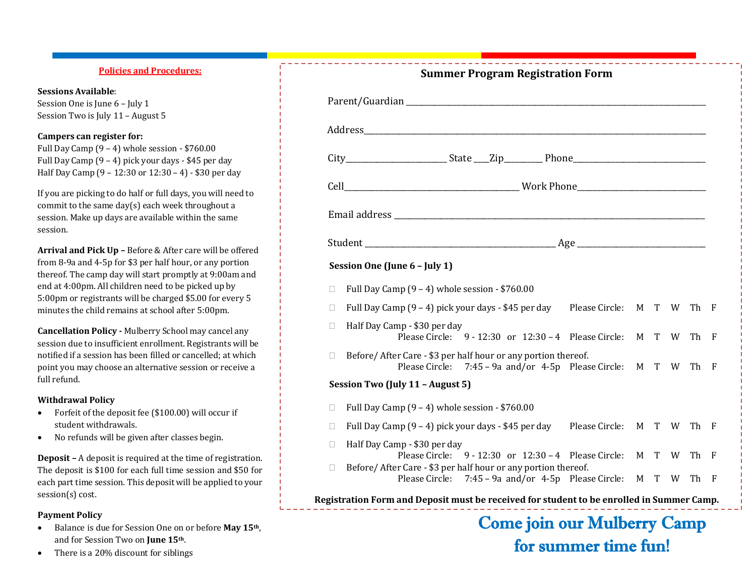## Policies and Procedures:

**Sessions Available**:
Session One is June 6 – July 1
Session Two is July 11 – August 5

**Campers can register for:**
Full Day Camp (9 – 4) whole session - $760.00
Full Day Camp (9 – 4) pick your days - $45 per day
Half Day Camp (9 – 12:30 or 12:30 – 4) - $30 per day

If you are picking to do half or full days, you will need to commit to the same day(s) each week throughout a session. Make up days are available within the same session.

**Arrival and Pick Up –** Before & After care will be offered from 8-9a and 4-5p for $3 per half hour, or any portion thereof. The camp day will start promptly at 9:00am and end at 4:00pm. All children need to be picked up by 5:00pm or registrants will be charged $5.00 for every 5 minutes the child remains at school after 5:00pm.

**Cancellation Policy -** Mulberry School may cancel any session due to insufficient enrollment. Registrants will be notified if a session has been filled or cancelled; at which point you may choose an alternative session or receive a full refund.

**Withdrawal Policy**

- Forfeit of the deposit fee ($100.00) will occur if student withdrawals.
- No refunds will be given after classes begin.

**Deposit –** A deposit is required at the time of registration. The deposit is $100 for each full time session and $50 for each part time session. This deposit will be applied to your session(s) cost.

**Payment Policy**

- Balance is due for Session One on or before **May 15th**, and for Session Two on **June 15th**.
- There is a 20% discount for siblings

## Summer Program Registration Form

Parent/Guardian ______________________________________________

Address ______________________________________________

City____________________ State ___Zip________ Phone________________________

Cell________________________________ Work Phone________________________

Email address ______________________________________________

Student ________________________________ Age ________________________

**Session One (June 6 – July 1)**

- ☐ Full Day Camp (9 – 4) whole session - $760.00
- ☐ Full Day Camp (9 – 4) pick your days - $45 per day Please Circle: M T W Th F
- ☐ Half Day Camp - $30 per day
  Please Circle: 9 - 12:30 or 12:30 – 4 Please Circle: M T W Th F
- ☐ Before/ After Care - $3 per half hour or any portion thereof.
  Please Circle: 7:45 – 9a and/or 4-5p Please Circle: M T W Th F

**Session Two (July 11 – August 5)**

- ☐ Full Day Camp (9 – 4) whole session - $760.00
- ☐ Full Day Camp (9 – 4) pick your days - $45 per day Please Circle: M T W Th F
- ☐ Half Day Camp - $30 per day
  Please Circle: 9 - 12:30 or 12:30 – 4 Please Circle: M T W Th F
- ☐ Before/ After Care - $3 per half hour or any portion thereof.
  Please Circle: 7:45 – 9a and/or 4-5p Please Circle: M T W Th F

**Registration Form and Deposit must be received for student to be enrolled in Summer Camp.**

Come join our Mulberry Camp for summer time fun!